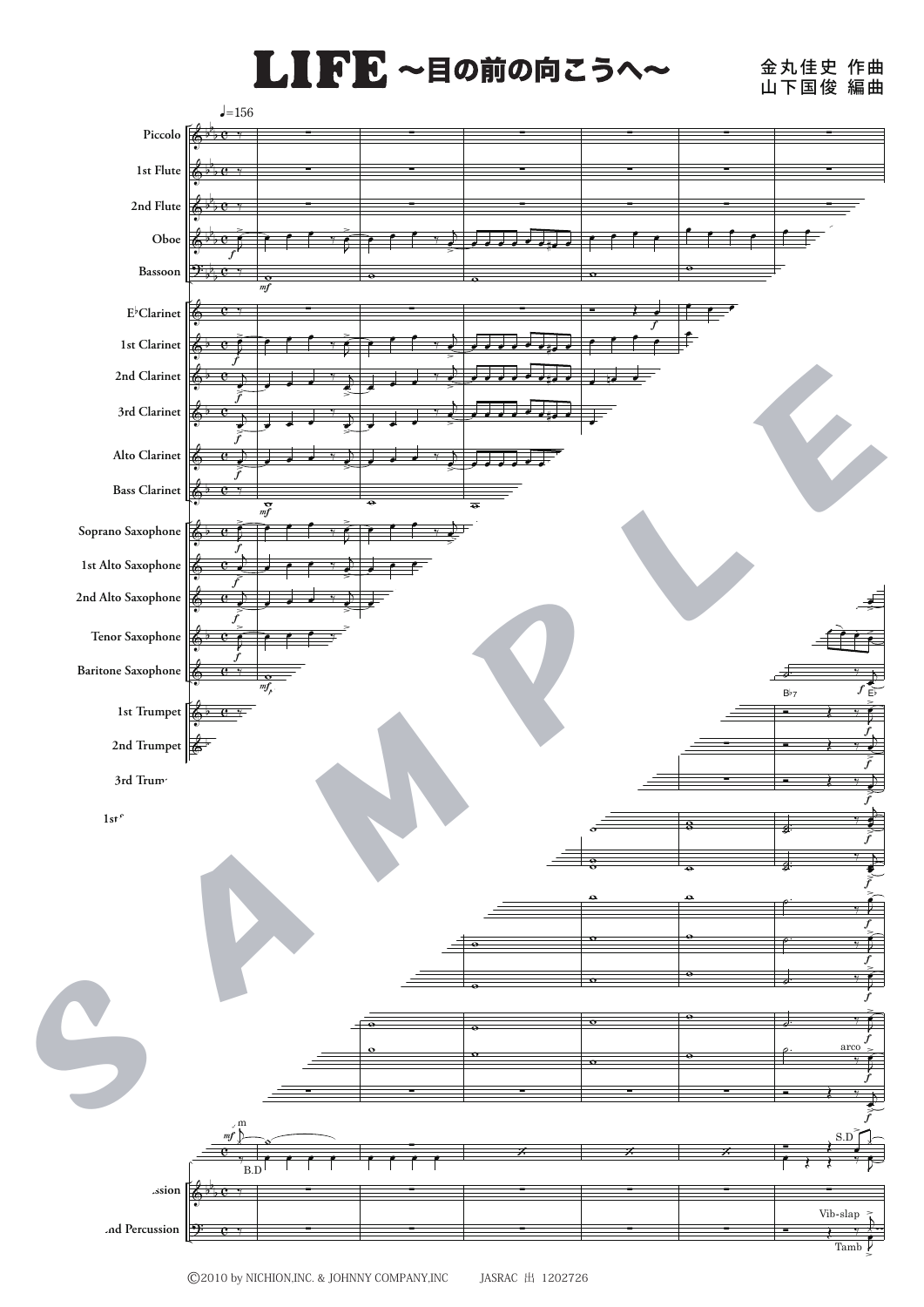# LIFE ～目の前の向こうへ～

金丸佳史 作曲
山下国俊 編曲

©2010 by NICHION,INC. & JOHNNY COMPANY,INC　　JASRAC 出 1202726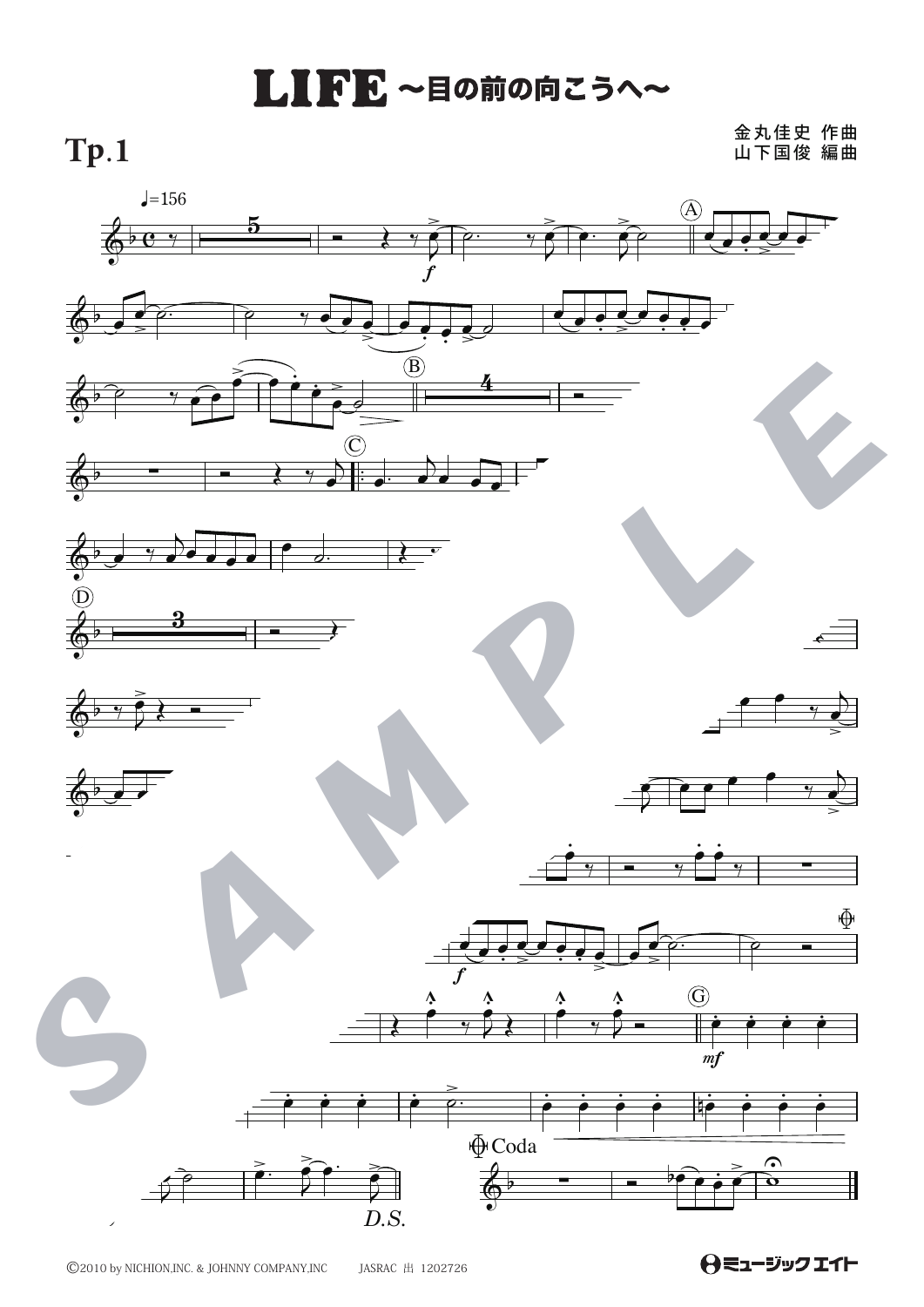# LIFE ～目の前の向こうへ～

## Tp.1

金丸佳史 作曲
山下国俊 編曲

©2010 by NICHION,INC. & JOHNNY COMPANY,INC　　JASRAC 出 1202726

ミュージックエイト